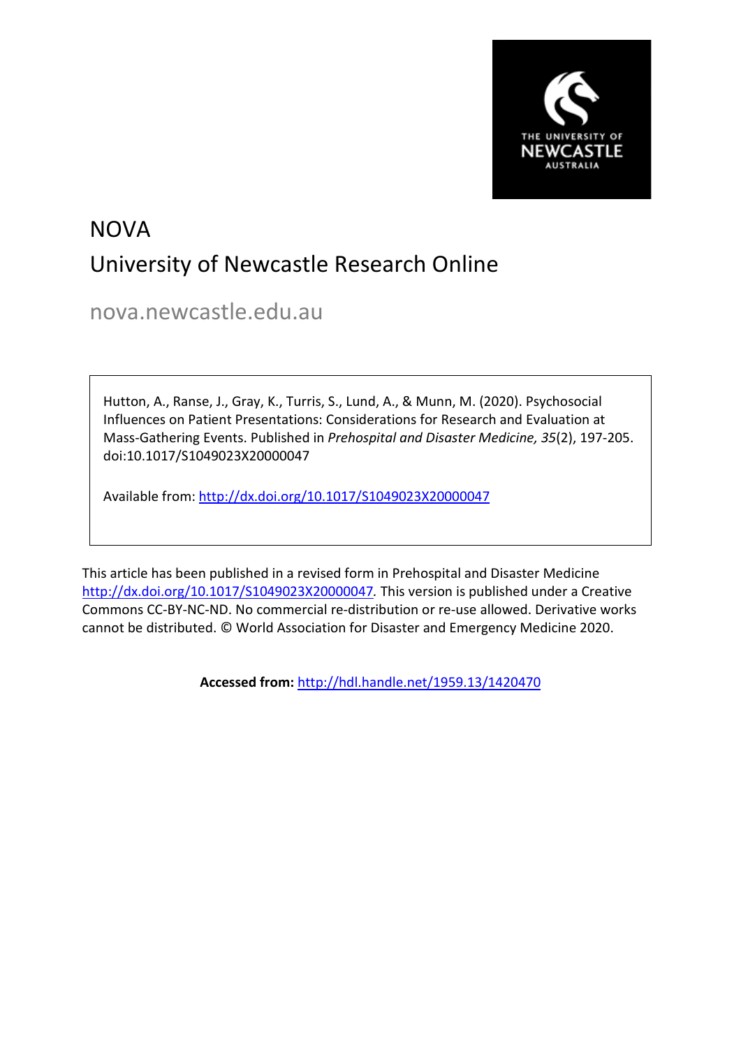NOVA
University of Newcastle Research Online

nova.newcastle.edu.au

Hutton, A., Ranse, J., Gray, K., Turris, S., Lund, A., & Munn, M. (2020). Psychosocial Influences on Patient Presentations: Considerations for Research and Evaluation at Mass-Gathering Events. Published in *Prehospital and Disaster Medicine, 35*(2), 197-205. doi:10.1017/S1049023X20000047

Available from: http://dx.doi.org/10.1017/S1049023X20000047

This article has been published in a revised form in Prehospital and Disaster Medicine http://dx.doi.org/10.1017/S1049023X20000047. This version is published under a Creative Commons CC-BY-NC-ND. No commercial re-distribution or re-use allowed. Derivative works cannot be distributed. © World Association for Disaster and Emergency Medicine 2020.

**Accessed from:** http://hdl.handle.net/1959.13/1420470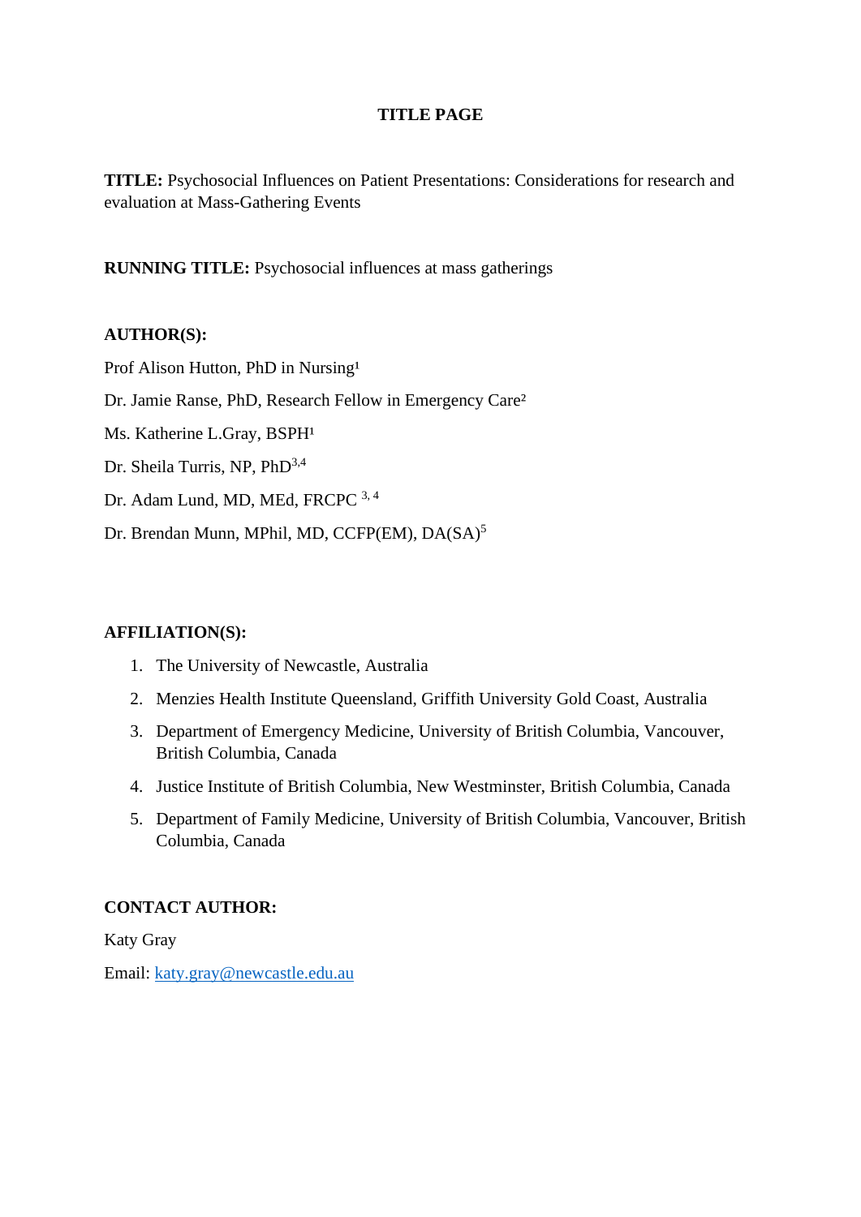# TITLE PAGE

**TITLE:** Psychosocial Influences on Patient Presentations: Considerations for research and evaluation at Mass-Gathering Events

**RUNNING TITLE:** Psychosocial influences at mass gatherings

**AUTHOR(S):**

Prof Alison Hutton, PhD in Nursing[1]

Dr. Jamie Ranse, PhD, Research Fellow in Emergency Care[2]

Ms. Katherine L.Gray, BSPH[1]

Dr. Sheila Turris, NP, PhD[3,4]

Dr. Adam Lund, MD, MEd, FRCPC [3, 4]

Dr. Brendan Munn, MPhil, MD, CCFP(EM), DA(SA)[5]

**AFFILIATION(S):**

1. The University of Newcastle, Australia
2. Menzies Health Institute Queensland, Griffith University Gold Coast, Australia
3. Department of Emergency Medicine, University of British Columbia, Vancouver, British Columbia, Canada
4. Justice Institute of British Columbia, New Westminster, British Columbia, Canada
5. Department of Family Medicine, University of British Columbia, Vancouver, British Columbia, Canada

**CONTACT AUTHOR:**

Katy Gray

Email: katy.gray@newcastle.edu.au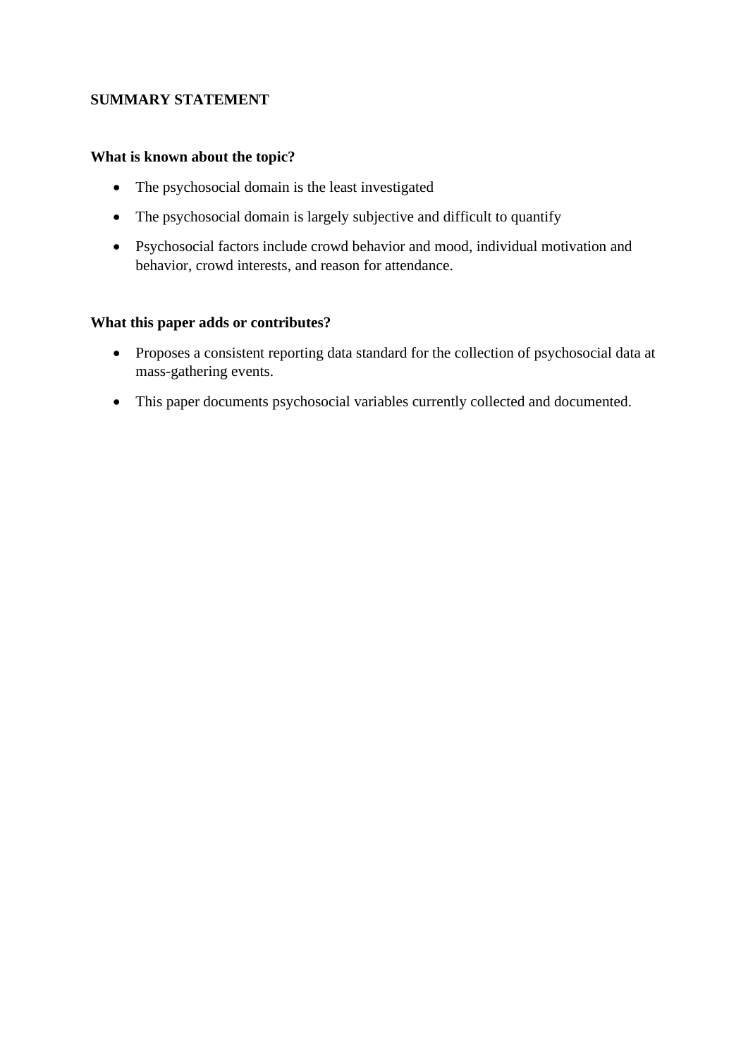## SUMMARY STATEMENT

### What is known about the topic?

- The psychosocial domain is the least investigated
- The psychosocial domain is largely subjective and difficult to quantify
- Psychosocial factors include crowd behavior and mood, individual motivation and behavior, crowd interests, and reason for attendance.

### What this paper adds or contributes?

- Proposes a consistent reporting data standard for the collection of psychosocial data at mass-gathering events.
- This paper documents psychosocial variables currently collected and documented.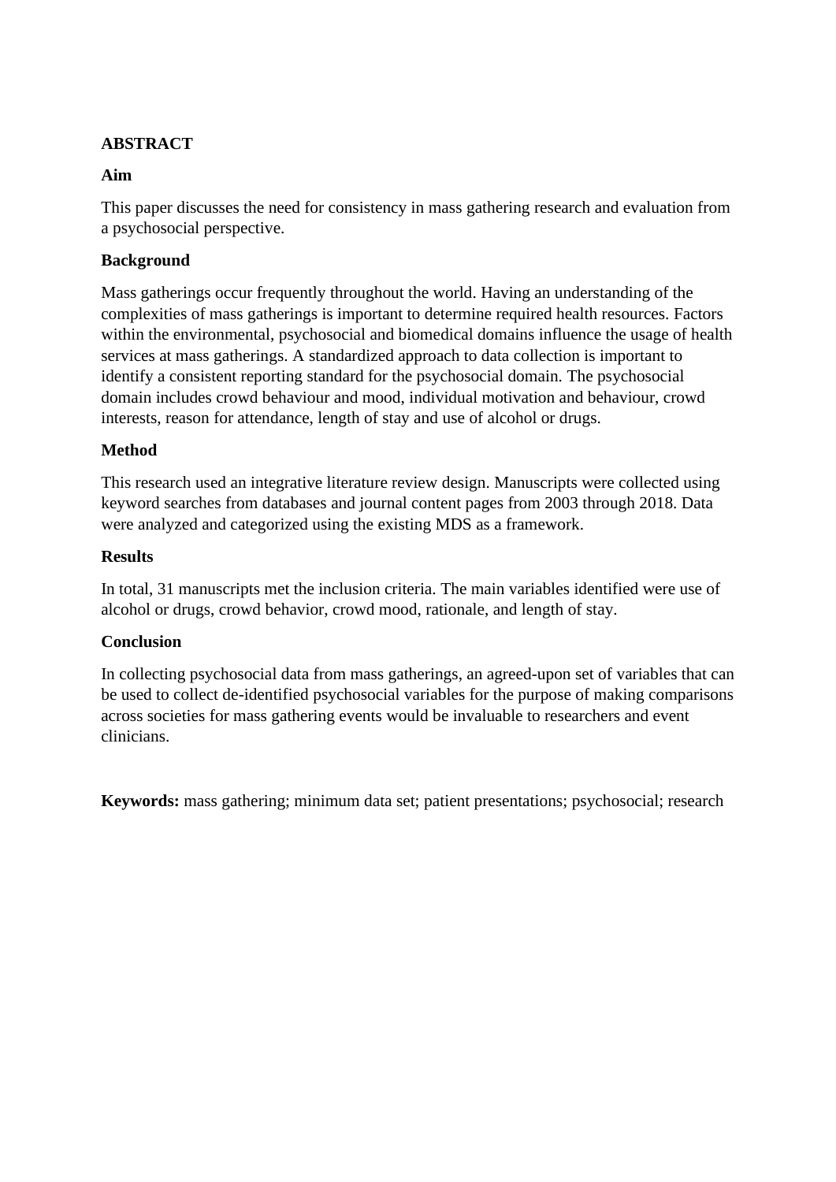# ABSTRACT

## Aim

This paper discusses the need for consistency in mass gathering research and evaluation from a psychosocial perspective.

## Background

Mass gatherings occur frequently throughout the world. Having an understanding of the complexities of mass gatherings is important to determine required health resources. Factors within the environmental, psychosocial and biomedical domains influence the usage of health services at mass gatherings. A standardized approach to data collection is important to identify a consistent reporting standard for the psychosocial domain. The psychosocial domain includes crowd behaviour and mood, individual motivation and behaviour, crowd interests, reason for attendance, length of stay and use of alcohol or drugs.

## Method

This research used an integrative literature review design. Manuscripts were collected using keyword searches from databases and journal content pages from 2003 through 2018. Data were analyzed and categorized using the existing MDS as a framework.

## Results

In total, 31 manuscripts met the inclusion criteria. The main variables identified were use of alcohol or drugs, crowd behavior, crowd mood, rationale, and length of stay.

## Conclusion

In collecting psychosocial data from mass gatherings, an agreed-upon set of variables that can be used to collect de-identified psychosocial variables for the purpose of making comparisons across societies for mass gathering events would be invaluable to researchers and event clinicians.

**Keywords:** mass gathering; minimum data set; patient presentations; psychosocial; research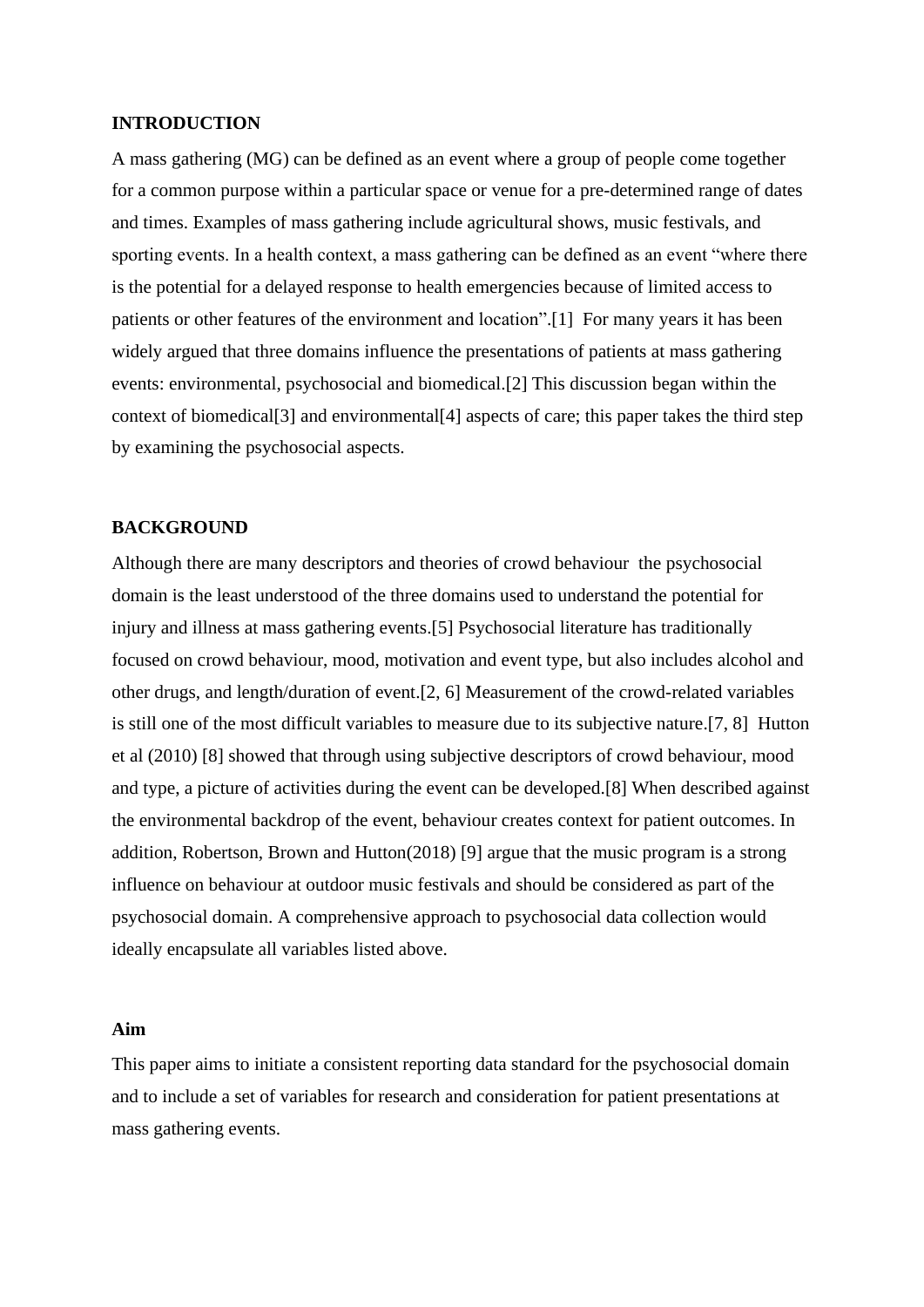## INTRODUCTION

A mass gathering (MG) can be defined as an event where a group of people come together for a common purpose within a particular space or venue for a pre-determined range of dates and times. Examples of mass gathering include agricultural shows, music festivals, and sporting events. In a health context, a mass gathering can be defined as an event "where there is the potential for a delayed response to health emergencies because of limited access to patients or other features of the environment and location".[1] For many years it has been widely argued that three domains influence the presentations of patients at mass gathering events: environmental, psychosocial and biomedical.[2] This discussion began within the context of biomedical[3] and environmental[4] aspects of care; this paper takes the third step by examining the psychosocial aspects.

## BACKGROUND

Although there are many descriptors and theories of crowd behaviour the psychosocial domain is the least understood of the three domains used to understand the potential for injury and illness at mass gathering events.[5] Psychosocial literature has traditionally focused on crowd behaviour, mood, motivation and event type, but also includes alcohol and other drugs, and length/duration of event.[2, 6] Measurement of the crowd-related variables is still one of the most difficult variables to measure due to its subjective nature.[7, 8] Hutton et al (2010) [8] showed that through using subjective descriptors of crowd behaviour, mood and type, a picture of activities during the event can be developed.[8] When described against the environmental backdrop of the event, behaviour creates context for patient outcomes. In addition, Robertson, Brown and Hutton(2018) [9] argue that the music program is a strong influence on behaviour at outdoor music festivals and should be considered as part of the psychosocial domain. A comprehensive approach to psychosocial data collection would ideally encapsulate all variables listed above.

### Aim

This paper aims to initiate a consistent reporting data standard for the psychosocial domain and to include a set of variables for research and consideration for patient presentations at mass gathering events.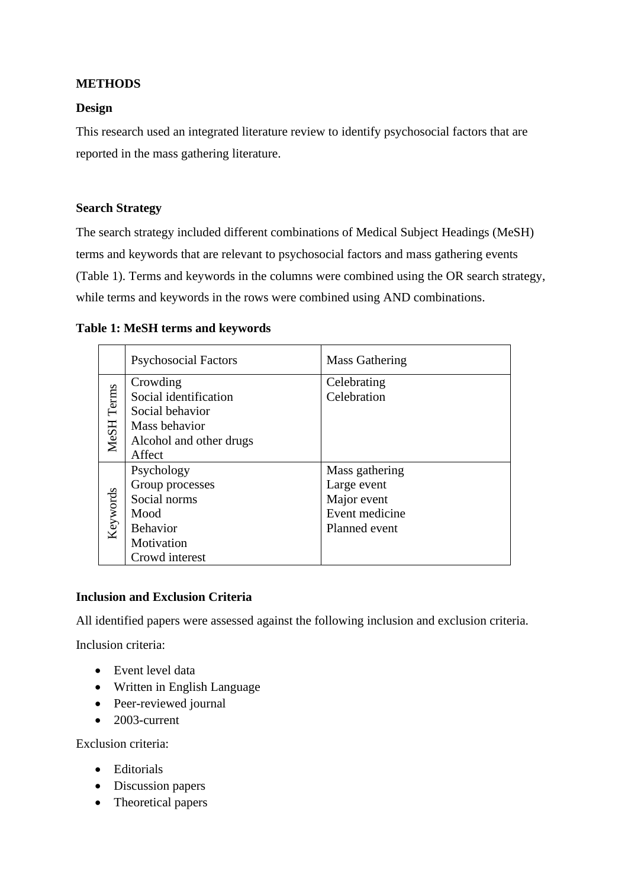**METHODS**

**Design**

This research used an integrated literature review to identify psychosocial factors that are reported in the mass gathering literature.

**Search Strategy**

The search strategy included different combinations of Medical Subject Headings (MeSH) terms and keywords that are relevant to psychosocial factors and mass gathering events (Table 1). Terms and keywords in the columns were combined using the OR search strategy, while terms and keywords in the rows were combined using AND combinations.

**Table 1: MeSH terms and keywords**

| | Psychosocial Factors | Mass Gathering |
|---|---|---|
| MeSH Terms | Crowding<br>Social identification<br>Social behavior<br>Mass behavior<br>Alcohol and other drugs<br>Affect | Celebrating<br>Celebration |
| Keywords | Psychology<br>Group processes<br>Social norms<br>Mood<br>Behavior<br>Motivation<br>Crowd interest | Mass gathering<br>Large event<br>Major event<br>Event medicine<br>Planned event |

**Inclusion and Exclusion Criteria**

All identified papers were assessed against the following inclusion and exclusion criteria.

Inclusion criteria:

- Event level data
- Written in English Language
- Peer-reviewed journal
- 2003-current

Exclusion criteria:

- Editorials
- Discussion papers
- Theoretical papers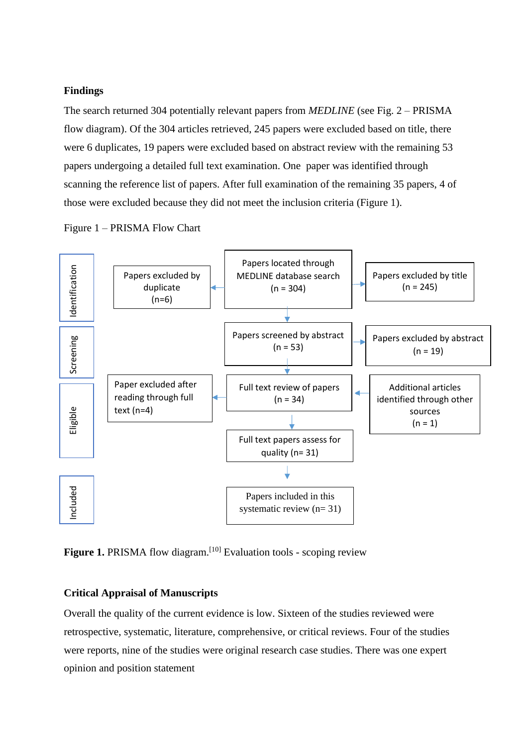**Findings**

The search returned 304 potentially relevant papers from *MEDLINE* (see Fig. 2 – PRISMA flow diagram). Of the 304 articles retrieved, 245 papers were excluded based on title, there were 6 duplicates, 19 papers were excluded based on abstract review with the remaining 53 papers undergoing a detailed full text examination. One paper was identified through scanning the reference list of papers. After full examination of the remaining 35 papers, 4 of those were excluded because they did not meet the inclusion criteria (Figure 1).

Figure 1 – PRISMA Flow Chart

Identification

Papers excluded by duplicate (n=6)

Papers located through MEDLINE database search (n = 304)

Papers excluded by title (n = 245)

Screening

Papers screened by abstract (n = 53)

Papers excluded by abstract (n = 19)

Eligible

Paper excluded after reading through full text (n=4)

Full text review of papers (n = 34)

Additional articles identified through other sources (n = 1)

Full text papers assess for quality (n= 31)

Included

Papers included in this systematic review (n= 31)

**Figure 1.** PRISMA flow diagram.[10] Evaluation tools - scoping review

**Critical Appraisal of Manuscripts**

Overall the quality of the current evidence is low. Sixteen of the studies reviewed were retrospective, systematic, literature, comprehensive, or critical reviews. Four of the studies were reports, nine of the studies were original research case studies. There was one expert opinion and position statement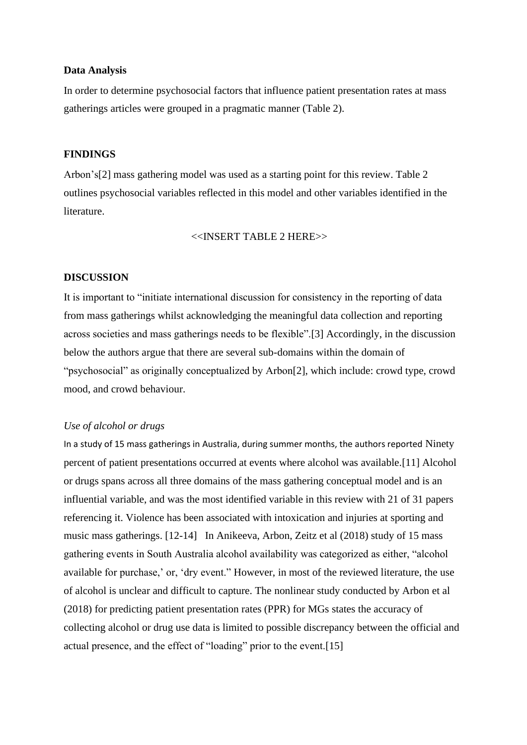**Data Analysis**

In order to determine psychosocial factors that influence patient presentation rates at mass gatherings articles were grouped in a pragmatic manner (Table 2).

**FINDINGS**

Arbon's[2] mass gathering model was used as a starting point for this review. Table 2 outlines psychosocial variables reflected in this model and other variables identified in the literature.

<<INSERT TABLE 2 HERE>>

**DISCUSSION**

It is important to "initiate international discussion for consistency in the reporting of data from mass gatherings whilst acknowledging the meaningful data collection and reporting across societies and mass gatherings needs to be flexible".[3] Accordingly, in the discussion below the authors argue that there are several sub-domains within the domain of "psychosocial" as originally conceptualized by Arbon[2], which include: crowd type, crowd mood, and crowd behaviour.

*Use of alcohol or drugs*

In a study of 15 mass gatherings in Australia, during summer months, the authors reported Ninety percent of patient presentations occurred at events where alcohol was available.[11] Alcohol or drugs spans across all three domains of the mass gathering conceptual model and is an influential variable, and was the most identified variable in this review with 21 of 31 papers referencing it. Violence has been associated with intoxication and injuries at sporting and music mass gatherings. [12-14] In Anikeeva, Arbon, Zeitz et al (2018) study of 15 mass gathering events in South Australia alcohol availability was categorized as either, "alcohol available for purchase,' or, 'dry event." However, in most of the reviewed literature, the use of alcohol is unclear and difficult to capture. The nonlinear study conducted by Arbon et al (2018) for predicting patient presentation rates (PPR) for MGs states the accuracy of collecting alcohol or drug use data is limited to possible discrepancy between the official and actual presence, and the effect of "loading" prior to the event.[15]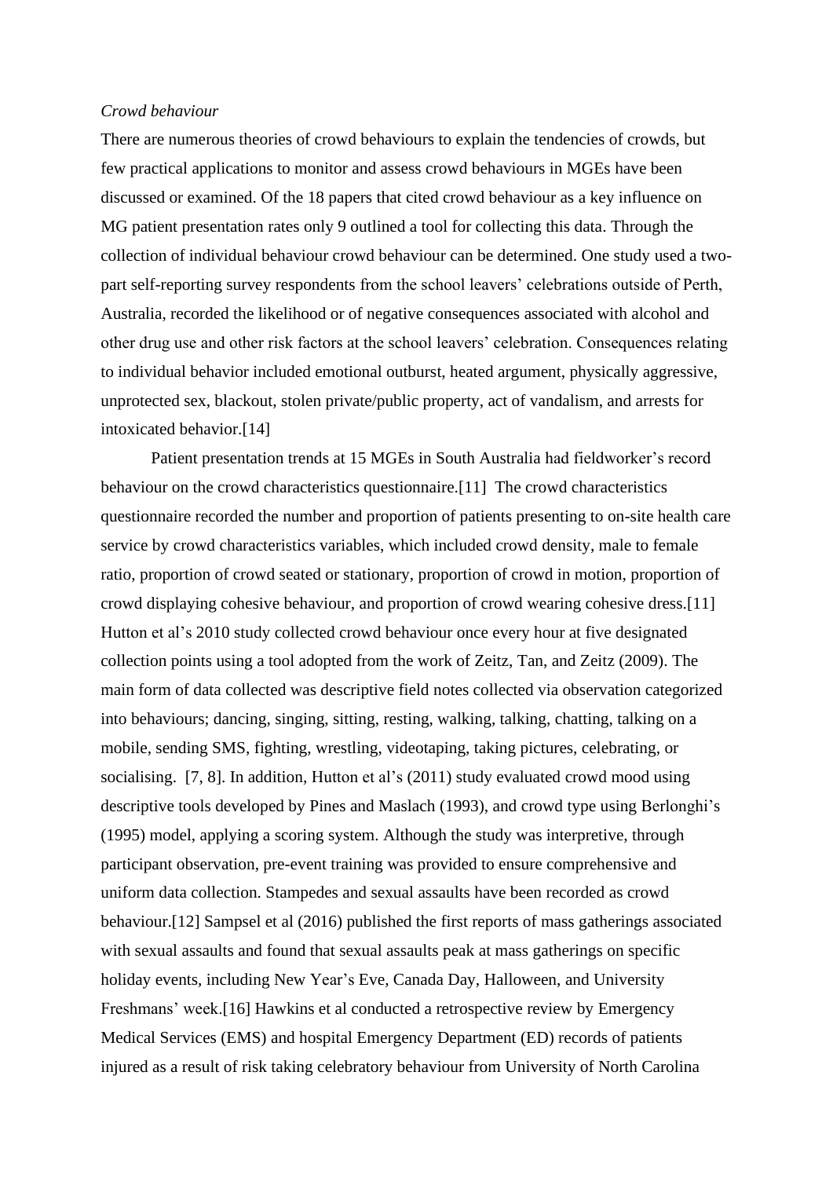*Crowd behaviour*

There are numerous theories of crowd behaviours to explain the tendencies of crowds, but few practical applications to monitor and assess crowd behaviours in MGEs have been discussed or examined. Of the 18 papers that cited crowd behaviour as a key influence on MG patient presentation rates only 9 outlined a tool for collecting this data. Through the collection of individual behaviour crowd behaviour can be determined. One study used a two-part self-reporting survey respondents from the school leavers' celebrations outside of Perth, Australia, recorded the likelihood or of negative consequences associated with alcohol and other drug use and other risk factors at the school leavers' celebration. Consequences relating to individual behavior included emotional outburst, heated argument, physically aggressive, unprotected sex, blackout, stolen private/public property, act of vandalism, and arrests for intoxicated behavior.[14]

Patient presentation trends at 15 MGEs in South Australia had fieldworker's record behaviour on the crowd characteristics questionnaire.[11] The crowd characteristics questionnaire recorded the number and proportion of patients presenting to on-site health care service by crowd characteristics variables, which included crowd density, male to female ratio, proportion of crowd seated or stationary, proportion of crowd in motion, proportion of crowd displaying cohesive behaviour, and proportion of crowd wearing cohesive dress.[11] Hutton et al's 2010 study collected crowd behaviour once every hour at five designated collection points using a tool adopted from the work of Zeitz, Tan, and Zeitz (2009). The main form of data collected was descriptive field notes collected via observation categorized into behaviours; dancing, singing, sitting, resting, walking, talking, chatting, talking on a mobile, sending SMS, fighting, wrestling, videotaping, taking pictures, celebrating, or socialising. [7, 8]. In addition, Hutton et al's (2011) study evaluated crowd mood using descriptive tools developed by Pines and Maslach (1993), and crowd type using Berlonghi's (1995) model, applying a scoring system. Although the study was interpretive, through participant observation, pre-event training was provided to ensure comprehensive and uniform data collection. Stampedes and sexual assaults have been recorded as crowd behaviour.[12] Sampsel et al (2016) published the first reports of mass gatherings associated with sexual assaults and found that sexual assaults peak at mass gatherings on specific holiday events, including New Year's Eve, Canada Day, Halloween, and University Freshmans' week.[16] Hawkins et al conducted a retrospective review by Emergency Medical Services (EMS) and hospital Emergency Department (ED) records of patients injured as a result of risk taking celebratory behaviour from University of North Carolina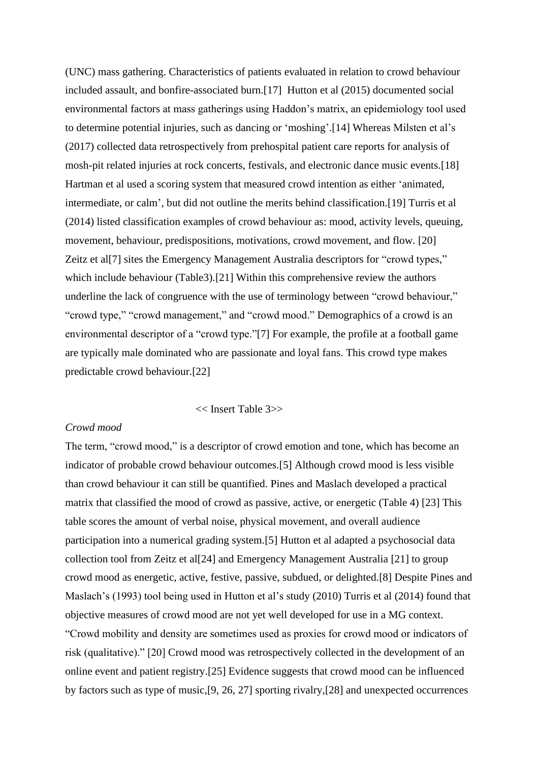(UNC) mass gathering. Characteristics of patients evaluated in relation to crowd behaviour included assault, and bonfire-associated burn.[17] Hutton et al (2015) documented social environmental factors at mass gatherings using Haddon's matrix, an epidemiology tool used to determine potential injuries, such as dancing or 'moshing'.[14] Whereas Milsten et al's (2017) collected data retrospectively from prehospital patient care reports for analysis of mosh-pit related injuries at rock concerts, festivals, and electronic dance music events.[18] Hartman et al used a scoring system that measured crowd intention as either 'animated, intermediate, or calm', but did not outline the merits behind classification.[19] Turris et al (2014) listed classification examples of crowd behaviour as: mood, activity levels, queuing, movement, behaviour, predispositions, motivations, crowd movement, and flow. [20] Zeitz et al[7] sites the Emergency Management Australia descriptors for "crowd types," which include behaviour (Table3).[21] Within this comprehensive review the authors underline the lack of congruence with the use of terminology between "crowd behaviour," "crowd type," "crowd management," and "crowd mood." Demographics of a crowd is an environmental descriptor of a "crowd type."[7] For example, the profile at a football game are typically male dominated who are passionate and loyal fans. This crowd type makes predictable crowd behaviour.[22]

<< Insert Table 3>>

*Crowd mood*

The term, "crowd mood," is a descriptor of crowd emotion and tone, which has become an indicator of probable crowd behaviour outcomes.[5] Although crowd mood is less visible than crowd behaviour it can still be quantified. Pines and Maslach developed a practical matrix that classified the mood of crowd as passive, active, or energetic (Table 4) [23] This table scores the amount of verbal noise, physical movement, and overall audience participation into a numerical grading system.[5] Hutton et al adapted a psychosocial data collection tool from Zeitz et al[24] and Emergency Management Australia [21] to group crowd mood as energetic, active, festive, passive, subdued, or delighted.[8] Despite Pines and Maslach's (1993) tool being used in Hutton et al's study (2010) Turris et al (2014) found that objective measures of crowd mood are not yet well developed for use in a MG context. "Crowd mobility and density are sometimes used as proxies for crowd mood or indicators of risk (qualitative)." [20] Crowd mood was retrospectively collected in the development of an online event and patient registry.[25] Evidence suggests that crowd mood can be influenced by factors such as type of music,[9, 26, 27] sporting rivalry,[28] and unexpected occurrences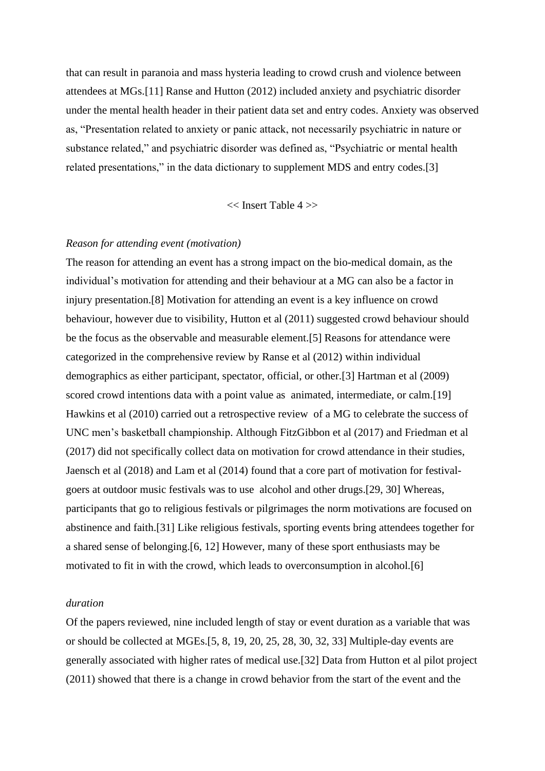that can result in paranoia and mass hysteria leading to crowd crush and violence between attendees at MGs.[11] Ranse and Hutton (2012) included anxiety and psychiatric disorder under the mental health header in their patient data set and entry codes. Anxiety was observed as, "Presentation related to anxiety or panic attack, not necessarily psychiatric in nature or substance related," and psychiatric disorder was defined as, "Psychiatric or mental health related presentations," in the data dictionary to supplement MDS and entry codes.[3]

<< Insert Table 4 >>

*Reason for attending event (motivation)*

The reason for attending an event has a strong impact on the bio-medical domain, as the individual's motivation for attending and their behaviour at a MG can also be a factor in injury presentation.[8] Motivation for attending an event is a key influence on crowd behaviour, however due to visibility, Hutton et al (2011) suggested crowd behaviour should be the focus as the observable and measurable element.[5] Reasons for attendance were categorized in the comprehensive review by Ranse et al (2012) within individual demographics as either participant, spectator, official, or other.[3] Hartman et al (2009) scored crowd intentions data with a point value as animated, intermediate, or calm.[19] Hawkins et al (2010) carried out a retrospective review of a MG to celebrate the success of UNC men's basketball championship. Although FitzGibbon et al (2017) and Friedman et al (2017) did not specifically collect data on motivation for crowd attendance in their studies, Jaensch et al (2018) and Lam et al (2014) found that a core part of motivation for festival-goers at outdoor music festivals was to use alcohol and other drugs.[29, 30] Whereas, participants that go to religious festivals or pilgrimages the norm motivations are focused on abstinence and faith.[31] Like religious festivals, sporting events bring attendees together for a shared sense of belonging.[6, 12] However, many of these sport enthusiasts may be motivated to fit in with the crowd, which leads to overconsumption in alcohol.[6]

*duration*

Of the papers reviewed, nine included length of stay or event duration as a variable that was or should be collected at MGEs.[5, 8, 19, 20, 25, 28, 30, 32, 33] Multiple-day events are generally associated with higher rates of medical use.[32] Data from Hutton et al pilot project (2011) showed that there is a change in crowd behavior from the start of the event and the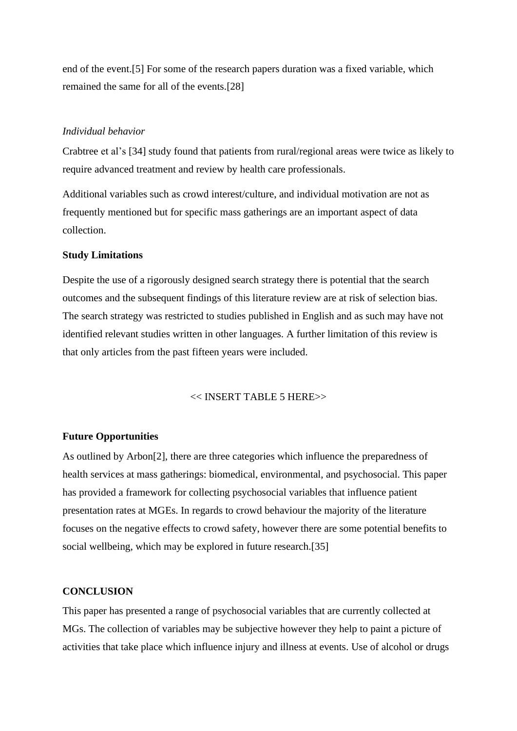end of the event.[5] For some of the research papers duration was a fixed variable, which remained the same for all of the events.[28]

*Individual behavior*

Crabtree et al's [34] study found that patients from rural/regional areas were twice as likely to require advanced treatment and review by health care professionals.

Additional variables such as crowd interest/culture, and individual motivation are not as frequently mentioned but for specific mass gatherings are an important aspect of data collection.

**Study Limitations**

Despite the use of a rigorously designed search strategy there is potential that the search outcomes and the subsequent findings of this literature review are at risk of selection bias. The search strategy was restricted to studies published in English and as such may have not identified relevant studies written in other languages. A further limitation of this review is that only articles from the past fifteen years were included.

<< INSERT TABLE 5 HERE>>

**Future Opportunities**

As outlined by Arbon[2], there are three categories which influence the preparedness of health services at mass gatherings: biomedical, environmental, and psychosocial. This paper has provided a framework for collecting psychosocial variables that influence patient presentation rates at MGEs. In regards to crowd behaviour the majority of the literature focuses on the negative effects to crowd safety, however there are some potential benefits to social wellbeing, which may be explored in future research.[35]

**CONCLUSION**

This paper has presented a range of psychosocial variables that are currently collected at MGs. The collection of variables may be subjective however they help to paint a picture of activities that take place which influence injury and illness at events. Use of alcohol or drugs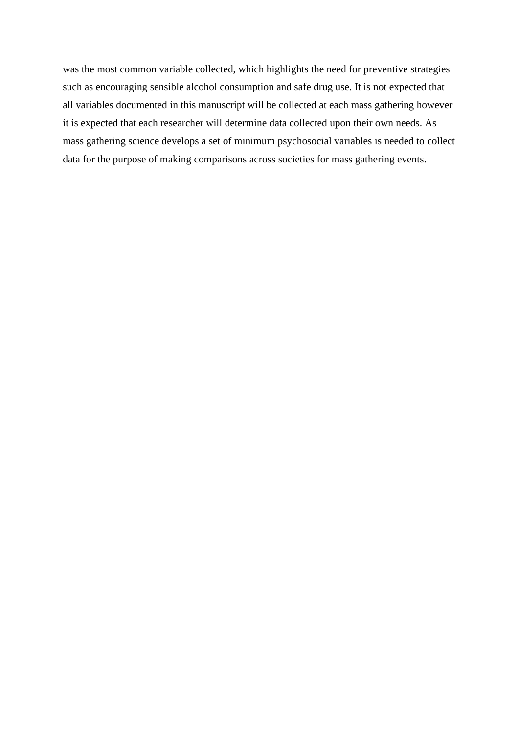was the most common variable collected, which highlights the need for preventive strategies such as encouraging sensible alcohol consumption and safe drug use. It is not expected that all variables documented in this manuscript will be collected at each mass gathering however it is expected that each researcher will determine data collected upon their own needs. As mass gathering science develops a set of minimum psychosocial variables is needed to collect data for the purpose of making comparisons across societies for mass gathering events.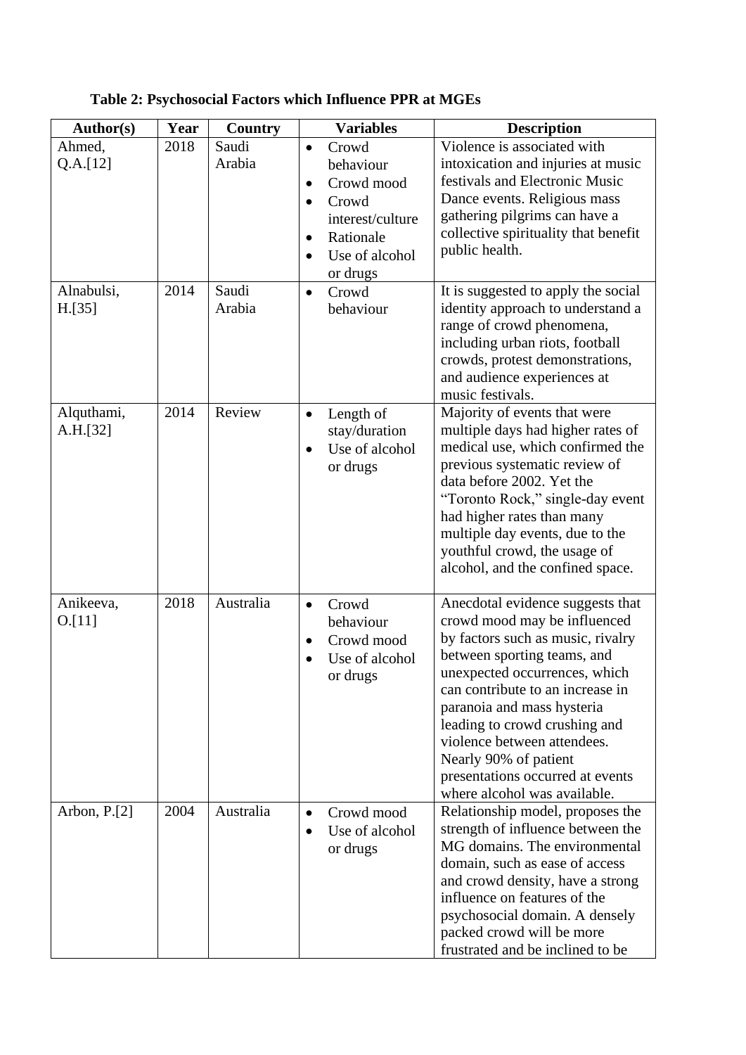**Table 2: Psychosocial Factors which Influence PPR at MGEs**

| Author(s) | Year | Country | Variables | Description |
|---|---|---|---|---|
| Ahmed, Q.A.[12] | 2018 | Saudi Arabia | • Crowd behaviour<br>• Crowd mood<br>• Crowd interest/culture<br>• Rationale<br>• Use of alcohol or drugs | Violence is associated with intoxication and injuries at music festivals and Electronic Music Dance events. Religious mass gathering pilgrims can have a collective spirituality that benefit public health. |
| Alnabulsi, H.[35] | 2014 | Saudi Arabia | • Crowd behaviour | It is suggested to apply the social identity approach to understand a range of crowd phenomena, including urban riots, football crowds, protest demonstrations, and audience experiences at music festivals. |
| Alquthami, A.H.[32] | 2014 | Review | • Length of stay/duration<br>• Use of alcohol or drugs | Majority of events that were multiple days had higher rates of medical use, which confirmed the previous systematic review of data before 2002. Yet the "Toronto Rock," single-day event had higher rates than many multiple day events, due to the youthful crowd, the usage of alcohol, and the confined space. |
| Anikeeva, O.[11] | 2018 | Australia | • Crowd behaviour<br>• Crowd mood<br>• Use of alcohol or drugs | Anecdotal evidence suggests that crowd mood may be influenced by factors such as music, rivalry between sporting teams, and unexpected occurrences, which can contribute to an increase in paranoia and mass hysteria leading to crowd crushing and violence between attendees. Nearly 90% of patient presentations occurred at events where alcohol was available. |
| Arbon, P.[2] | 2004 | Australia | • Crowd mood<br>• Use of alcohol or drugs | Relationship model, proposes the strength of influence between the MG domains. The environmental domain, such as ease of access and crowd density, have a strong influence on features of the psychosocial domain. A densely packed crowd will be more frustrated and be inclined to be |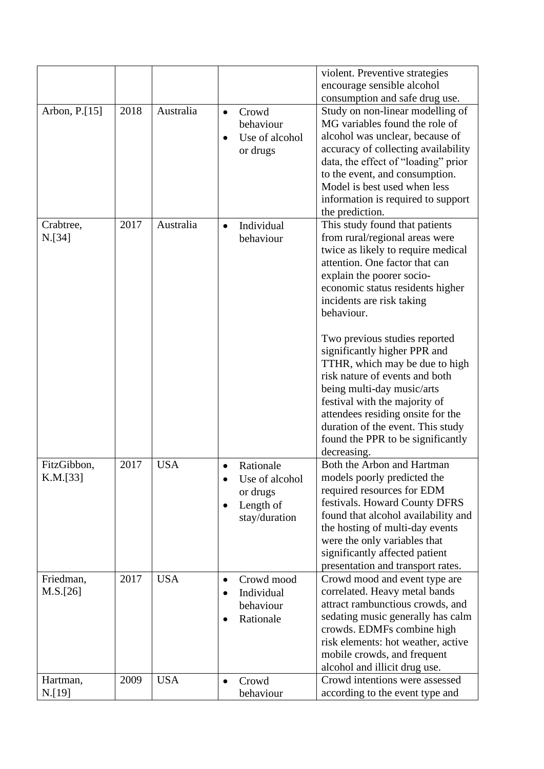|  |  |  |  | violent. Preventive strategies encourage sensible alcohol consumption and safe drug use. |
|---|---|---|---|---|
| Arbon, P.[15] | 2018 | Australia | • Crowd behaviour<br>• Use of alcohol or drugs | Study on non-linear modelling of MG variables found the role of alcohol was unclear, because of accuracy of collecting availability data, the effect of "loading" prior to the event, and consumption. Model is best used when less information is required to support the prediction. |
| Crabtree, N.[34] | 2017 | Australia | • Individual behaviour | This study found that patients from rural/regional areas were twice as likely to require medical attention. One factor that can explain the poorer socio-economic status residents higher incidents are risk taking behaviour.<br><br>Two previous studies reported significantly higher PPR and TTHR, which may be due to high risk nature of events and both being multi-day music/arts festival with the majority of attendees residing onsite for the duration of the event. This study found the PPR to be significantly decreasing. |
| FitzGibbon, K.M.[33] | 2017 | USA | • Rationale<br>• Use of alcohol or drugs<br>• Length of stay/duration | Both the Arbon and Hartman models poorly predicted the required resources for EDM festivals. Howard County DFRS found that alcohol availability and the hosting of multi-day events were the only variables that significantly affected patient presentation and transport rates. |
| Friedman, M.S.[26] | 2017 | USA | • Crowd mood<br>• Individual behaviour<br>• Rationale | Crowd mood and event type are correlated. Heavy metal bands attract rambunctious crowds, and sedating music generally has calm crowds. EDMFs combine high risk elements: hot weather, active mobile crowds, and frequent alcohol and illicit drug use. |
| Hartman, N.[19] | 2009 | USA | • Crowd behaviour | Crowd intentions were assessed according to the event type and |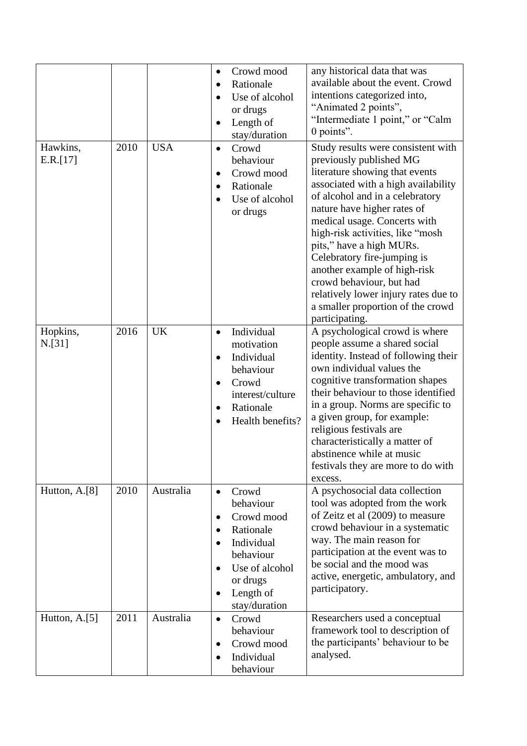| | | | | |
|---|---|---|---|---|
| | | | • Crowd mood<br>• Rationale<br>• Use of alcohol or drugs<br>• Length of stay/duration | any historical data that was available about the event. Crowd intentions categorized into, “Animated 2 points”, “Intermediate 1 point,” or “Calm 0 points”. |
| Hawkins, E.R.[17] | 2010 | USA | • Crowd behaviour<br>• Crowd mood<br>• Rationale<br>• Use of alcohol or drugs | Study results were consistent with previously published MG literature showing that events associated with a high availability of alcohol and in a celebratory nature have higher rates of medical usage. Concerts with high-risk activities, like “mosh pits,” have a high MURs. Celebratory fire-jumping is another example of high-risk crowd behaviour, but had relatively lower injury rates due to a smaller proportion of the crowd participating. |
| Hopkins, N.[31] | 2016 | UK | • Individual motivation<br>• Individual behaviour<br>• Crowd interest/culture<br>• Rationale<br>• Health benefits? | A psychological crowd is where people assume a shared social identity. Instead of following their own individual values the cognitive transformation shapes their behaviour to those identified in a group. Norms are specific to a given group, for example: religious festivals are characteristically a matter of abstinence while at music festivals they are more to do with excess. |
| Hutton, A.[8] | 2010 | Australia | • Crowd behaviour<br>• Crowd mood<br>• Rationale<br>• Individual behaviour<br>• Use of alcohol or drugs<br>• Length of stay/duration | A psychosocial data collection tool was adopted from the work of Zeitz et al (2009) to measure crowd behaviour in a systematic way. The main reason for participation at the event was to be social and the mood was active, energetic, ambulatory, and participatory. |
| Hutton, A.[5] | 2011 | Australia | • Crowd behaviour<br>• Crowd mood<br>• Individual behaviour | Researchers used a conceptual framework tool to description of the participants’ behaviour to be analysed. |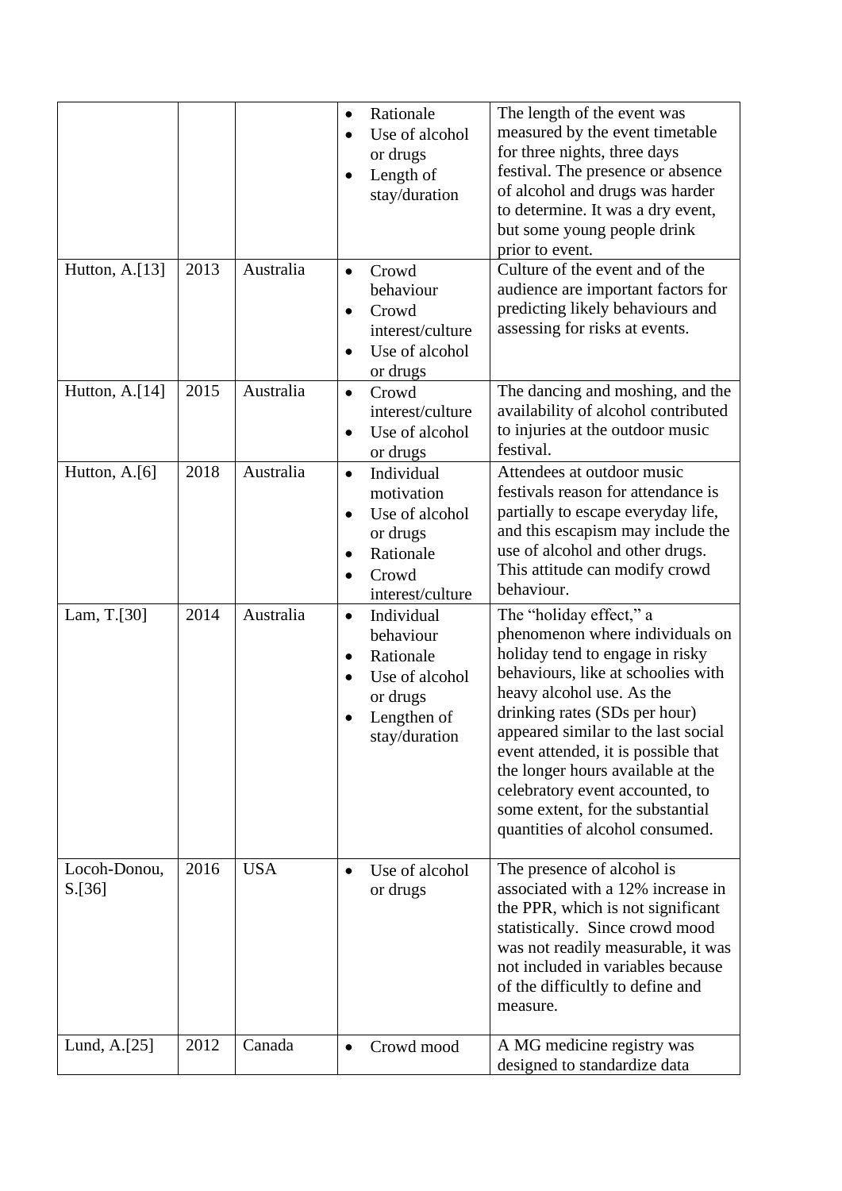|  |  |  |  |  |
|---|---|---|---|---|
|  |  |  | • Rationale<br>• Use of alcohol or drugs<br>• Length of stay/duration | The length of the event was measured by the event timetable for three nights, three days festival. The presence or absence of alcohol and drugs was harder to determine. It was a dry event, but some young people drink prior to event. |
| Hutton, A.[13] | 2013 | Australia | • Crowd behaviour<br>• Crowd interest/culture<br>• Use of alcohol or drugs | Culture of the event and of the audience are important factors for predicting likely behaviours and assessing for risks at events. |
| Hutton, A.[14] | 2015 | Australia | • Crowd interest/culture<br>• Use of alcohol or drugs | The dancing and moshing, and the availability of alcohol contributed to injuries at the outdoor music festival. |
| Hutton, A.[6] | 2018 | Australia | • Individual motivation<br>• Use of alcohol or drugs<br>• Rationale<br>• Crowd interest/culture | Attendees at outdoor music festivals reason for attendance is partially to escape everyday life, and this escapism may include the use of alcohol and other drugs. This attitude can modify crowd behaviour. |
| Lam, T.[30] | 2014 | Australia | • Individual behaviour<br>• Rationale<br>• Use of alcohol or drugs<br>• Lengthen of stay/duration | The "holiday effect," a phenomenon where individuals on holiday tend to engage in risky behaviours, like at schoolies with heavy alcohol use. As the drinking rates (SDs per hour) appeared similar to the last social event attended, it is possible that the longer hours available at the celebratory event accounted, to some extent, for the substantial quantities of alcohol consumed. |
| Locoh-Donou, S.[36] | 2016 | USA | • Use of alcohol or drugs | The presence of alcohol is associated with a 12% increase in the PPR, which is not significant statistically. Since crowd mood was not readily measurable, it was not included in variables because of the difficultly to define and measure. |
| Lund, A.[25] | 2012 | Canada | • Crowd mood | A MG medicine registry was designed to standardize data |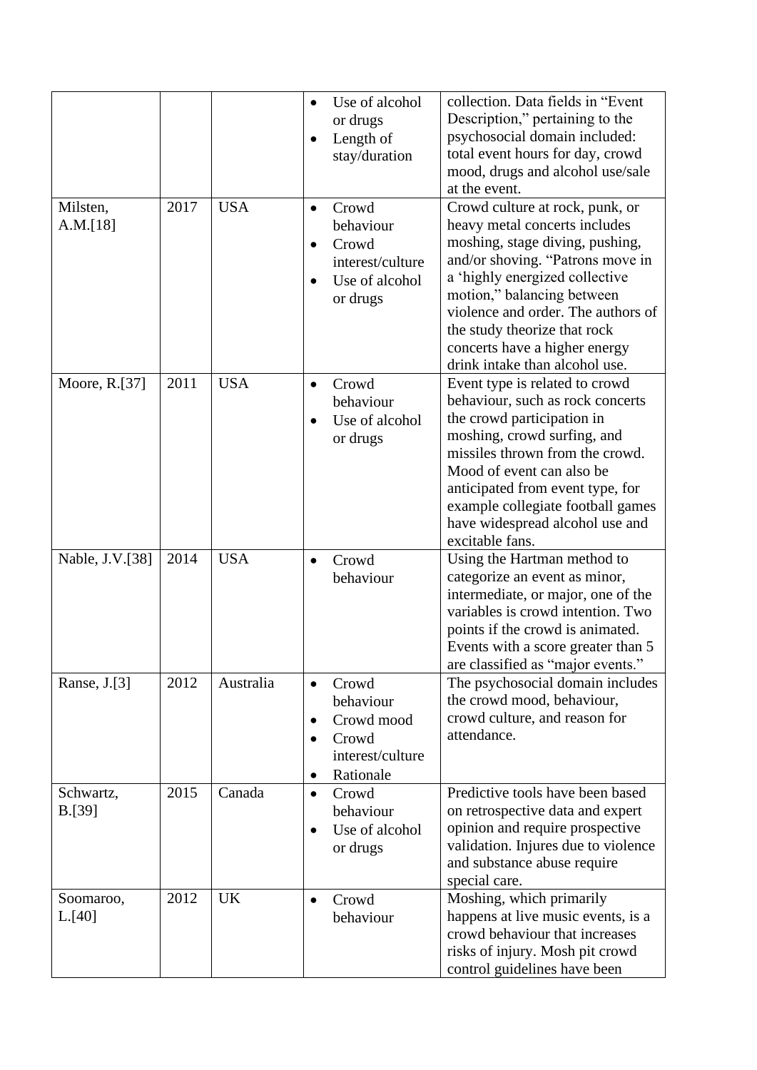|  |  |  |  |  |
|---|---|---|---|---|
|  |  |  | • Use of alcohol or drugs<br>• Length of stay/duration | collection. Data fields in "Event Description," pertaining to the psychosocial domain included: total event hours for day, crowd mood, drugs and alcohol use/sale at the event. |
| Milsten, A.M.[18] | 2017 | USA | • Crowd behaviour<br>• Crowd interest/culture<br>• Use of alcohol or drugs | Crowd culture at rock, punk, or heavy metal concerts includes moshing, stage diving, pushing, and/or shoving. "Patrons move in a 'highly energized collective motion," balancing between violence and order. The authors of the study theorize that rock concerts have a higher energy drink intake than alcohol use. |
| Moore, R.[37] | 2011 | USA | • Crowd behaviour<br>• Use of alcohol or drugs | Event type is related to crowd behaviour, such as rock concerts the crowd participation in moshing, crowd surfing, and missiles thrown from the crowd. Mood of event can also be anticipated from event type, for example collegiate football games have widespread alcohol use and excitable fans. |
| Nable, J.V.[38] | 2014 | USA | • Crowd behaviour | Using the Hartman method to categorize an event as minor, intermediate, or major, one of the variables is crowd intention. Two points if the crowd is animated. Events with a score greater than 5 are classified as "major events." |
| Ranse, J.[3] | 2012 | Australia | • Crowd behaviour<br>• Crowd mood<br>• Crowd interest/culture<br>• Rationale | The psychosocial domain includes the crowd mood, behaviour, crowd culture, and reason for attendance. |
| Schwartz, B.[39] | 2015 | Canada | • Crowd behaviour<br>• Use of alcohol or drugs | Predictive tools have been based on retrospective data and expert opinion and require prospective validation. Injures due to violence and substance abuse require special care. |
| Soomaroo, L.[40] | 2012 | UK | • Crowd behaviour | Moshing, which primarily happens at live music events, is a crowd behaviour that increases risks of injury. Mosh pit crowd control guidelines have been |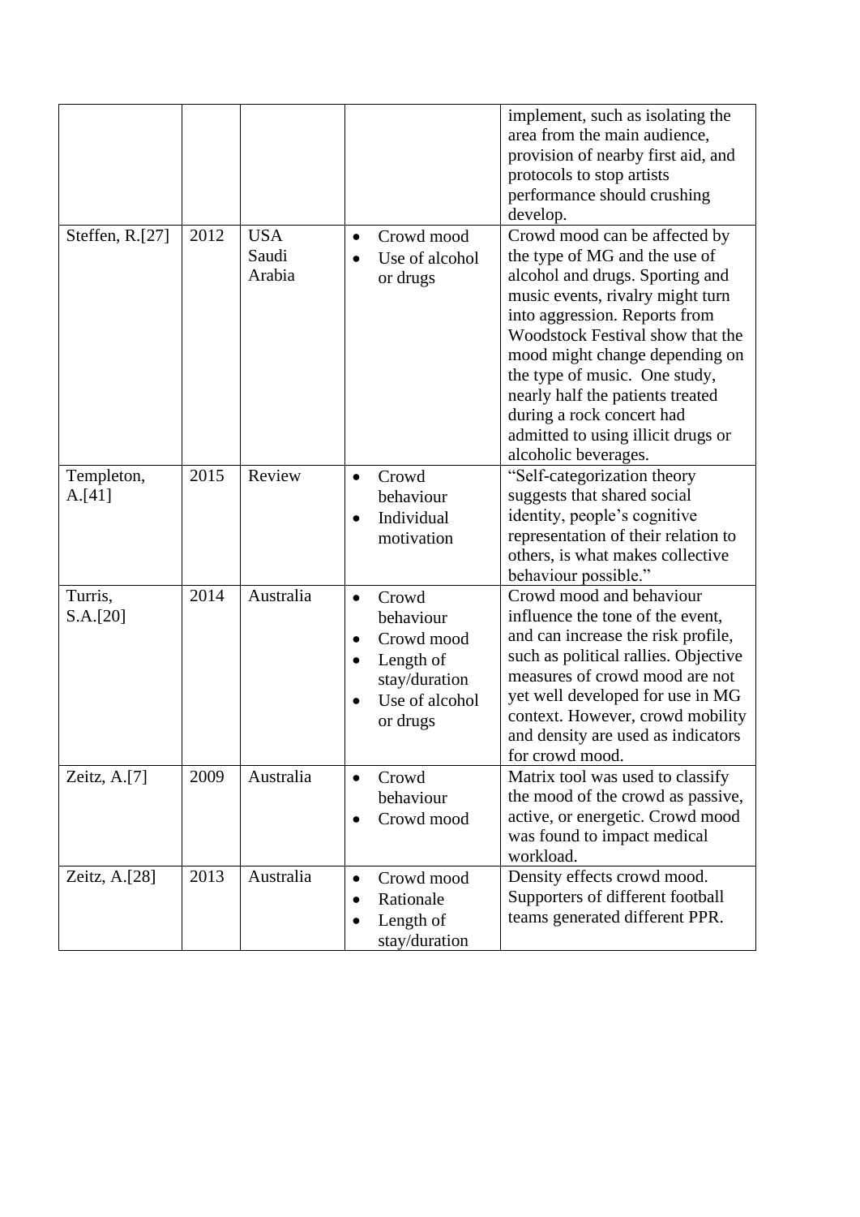|  |  |  |  | implement, such as isolating the area from the main audience, provision of nearby first aid, and protocols to stop artists performance should crushing develop. |
|---|---|---|---|---|
| Steffen, R.[27] | 2012 | USA Saudi Arabia | • Crowd mood<br>• Use of alcohol or drugs | Crowd mood can be affected by the type of MG and the use of alcohol and drugs. Sporting and music events, rivalry might turn into aggression. Reports from Woodstock Festival show that the mood might change depending on the type of music. One study, nearly half the patients treated during a rock concert had admitted to using illicit drugs or alcoholic beverages. |
| Templeton, A.[41] | 2015 | Review | • Crowd behaviour<br>• Individual motivation | "Self-categorization theory suggests that shared social identity, people's cognitive representation of their relation to others, is what makes collective behaviour possible." |
| Turris, S.A.[20] | 2014 | Australia | • Crowd behaviour<br>• Crowd mood<br>• Length of stay/duration<br>• Use of alcohol or drugs | Crowd mood and behaviour influence the tone of the event, and can increase the risk profile, such as political rallies. Objective measures of crowd mood are not yet well developed for use in MG context. However, crowd mobility and density are used as indicators for crowd mood. |
| Zeitz, A.[7] | 2009 | Australia | • Crowd behaviour<br>• Crowd mood | Matrix tool was used to classify the mood of the crowd as passive, active, or energetic. Crowd mood was found to impact medical workload. |
| Zeitz, A.[28] | 2013 | Australia | • Crowd mood<br>• Rationale<br>• Length of stay/duration | Density effects crowd mood. Supporters of different football teams generated different PPR. |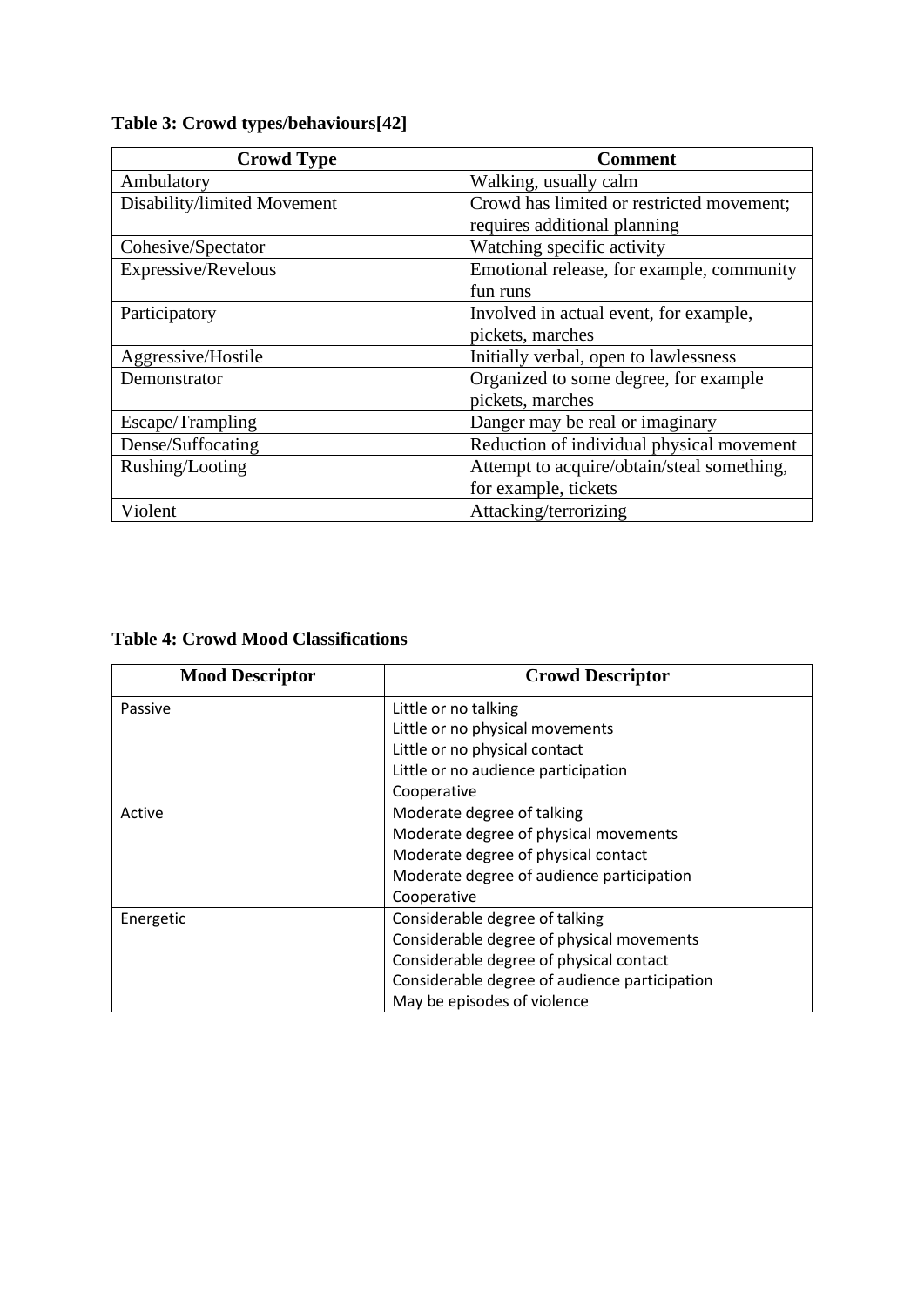**Table 3: Crowd types/behaviours[42]**

| Crowd Type | Comment |
|---|---|
| Ambulatory | Walking, usually calm |
| Disability/limited Movement | Crowd has limited or restricted movement; requires additional planning |
| Cohesive/Spectator | Watching specific activity |
| Expressive/Revelous | Emotional release, for example, community fun runs |
| Participatory | Involved in actual event, for example, pickets, marches |
| Aggressive/Hostile | Initially verbal, open to lawlessness |
| Demonstrator | Organized to some degree, for example pickets, marches |
| Escape/Trampling | Danger may be real or imaginary |
| Dense/Suffocating | Reduction of individual physical movement |
| Rushing/Looting | Attempt to acquire/obtain/steal something, for example, tickets |
| Violent | Attacking/terrorizing |

**Table 4: Crowd Mood Classifications**

| Mood Descriptor | Crowd Descriptor |
|---|---|
| Passive | Little or no talking<br>Little or no physical movements<br>Little or no physical contact<br>Little or no audience participation<br>Cooperative |
| Active | Moderate degree of talking<br>Moderate degree of physical movements<br>Moderate degree of physical contact<br>Moderate degree of audience participation<br>Cooperative |
| Energetic | Considerable degree of talking<br>Considerable degree of physical movements<br>Considerable degree of physical contact<br>Considerable degree of audience participation<br>May be episodes of violence |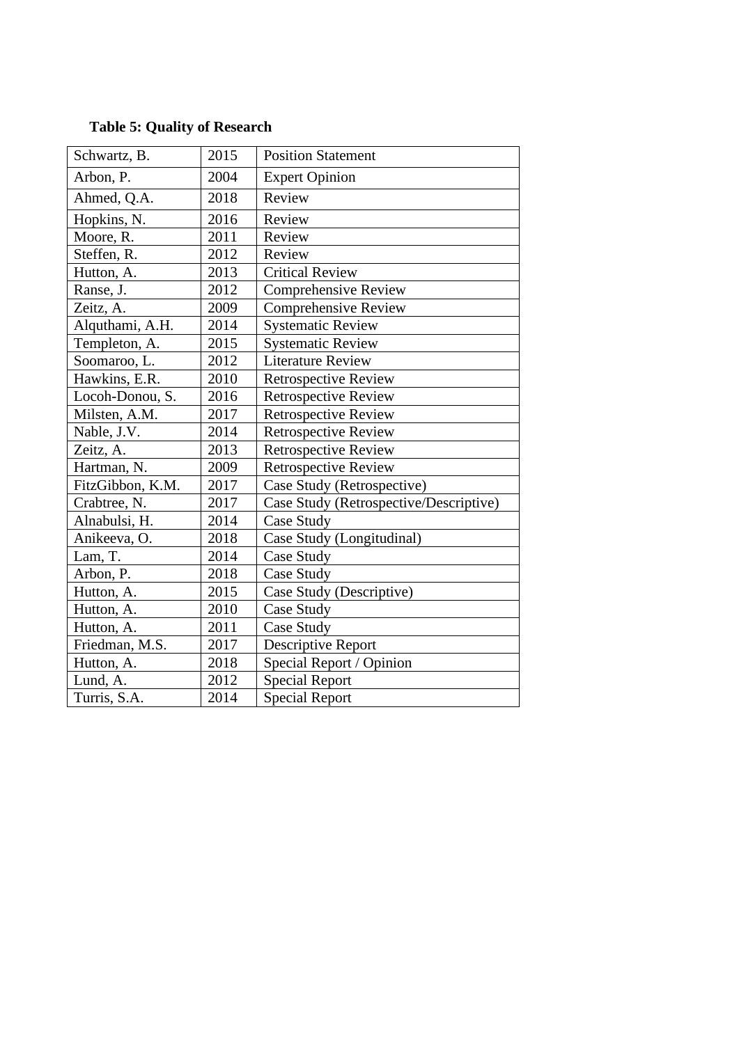**Table 5: Quality of Research**

| | | |
|---|---|---|
| Schwartz, B. | 2015 | Position Statement |
| Arbon, P. | 2004 | Expert Opinion |
| Ahmed, Q.A. | 2018 | Review |
| Hopkins, N. | 2016 | Review |
| Moore, R. | 2011 | Review |
| Steffen, R. | 2012 | Review |
| Hutton, A. | 2013 | Critical Review |
| Ranse, J. | 2012 | Comprehensive Review |
| Zeitz, A. | 2009 | Comprehensive Review |
| Alquthami, A.H. | 2014 | Systematic Review |
| Templeton, A. | 2015 | Systematic Review |
| Soomaroo, L. | 2012 | Literature Review |
| Hawkins, E.R. | 2010 | Retrospective Review |
| Locoh-Donou, S. | 2016 | Retrospective Review |
| Milsten, A.M. | 2017 | Retrospective Review |
| Nable, J.V. | 2014 | Retrospective Review |
| Zeitz, A. | 2013 | Retrospective Review |
| Hartman, N. | 2009 | Retrospective Review |
| FitzGibbon, K.M. | 2017 | Case Study (Retrospective) |
| Crabtree, N. | 2017 | Case Study (Retrospective/Descriptive) |
| Alnabulsi, H. | 2014 | Case Study |
| Anikeeva, O. | 2018 | Case Study (Longitudinal) |
| Lam, T. | 2014 | Case Study |
| Arbon, P. | 2018 | Case Study |
| Hutton, A. | 2015 | Case Study (Descriptive) |
| Hutton, A. | 2010 | Case Study |
| Hutton, A. | 2011 | Case Study |
| Friedman, M.S. | 2017 | Descriptive Report |
| Hutton, A. | 2018 | Special Report / Opinion |
| Lund, A. | 2012 | Special Report |
| Turris, S.A. | 2014 | Special Report |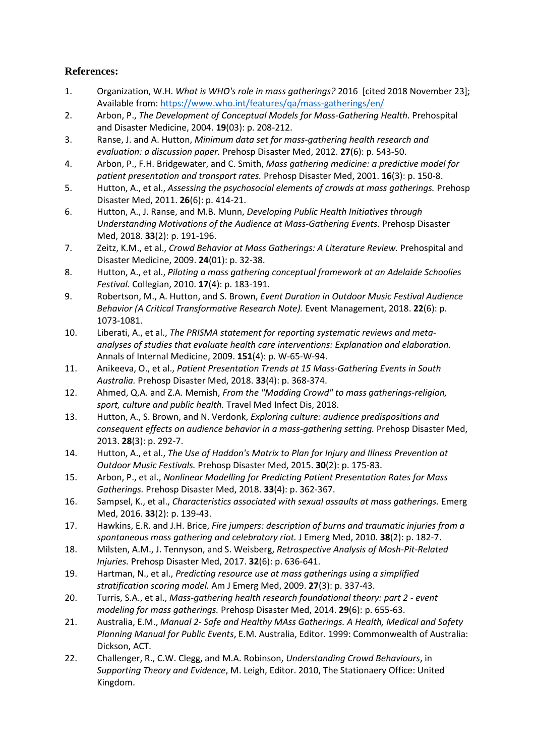## References:

1. Organization, W.H. *What is WHO's role in mass gatherings?* 2016 [cited 2018 November 23]; Available from: https://www.who.int/features/qa/mass-gatherings/en/
2. Arbon, P., *The Development of Conceptual Models for Mass-Gathering Health.* Prehospital and Disaster Medicine, 2004. **19**(03): p. 208-212.
3. Ranse, J. and A. Hutton, *Minimum data set for mass-gathering health research and evaluation: a discussion paper.* Prehosp Disaster Med, 2012. **27**(6): p. 543-50.
4. Arbon, P., F.H. Bridgewater, and C. Smith, *Mass gathering medicine: a predictive model for patient presentation and transport rates.* Prehosp Disaster Med, 2001. **16**(3): p. 150-8.
5. Hutton, A., et al., *Assessing the psychosocial elements of crowds at mass gatherings.* Prehosp Disaster Med, 2011. **26**(6): p. 414-21.
6. Hutton, A., J. Ranse, and M.B. Munn, *Developing Public Health Initiatives through Understanding Motivations of the Audience at Mass-Gathering Events.* Prehosp Disaster Med, 2018. **33**(2): p. 191-196.
7. Zeitz, K.M., et al., *Crowd Behavior at Mass Gatherings: A Literature Review.* Prehospital and Disaster Medicine, 2009. **24**(01): p. 32-38.
8. Hutton, A., et al., *Piloting a mass gathering conceptual framework at an Adelaide Schoolies Festival.* Collegian, 2010. **17**(4): p. 183-191.
9. Robertson, M., A. Hutton, and S. Brown, *Event Duration in Outdoor Music Festival Audience Behavior (A Critical Transformative Research Note).* Event Management, 2018. **22**(6): p. 1073-1081.
10. Liberati, A., et al., *The PRISMA statement for reporting systematic reviews and meta-analyses of studies that evaluate health care interventions: Explanation and elaboration.* Annals of Internal Medicine, 2009. **151**(4): p. W-65-W-94.
11. Anikeeva, O., et al., *Patient Presentation Trends at 15 Mass-Gathering Events in South Australia.* Prehosp Disaster Med, 2018. **33**(4): p. 368-374.
12. Ahmed, Q.A. and Z.A. Memish, *From the "Madding Crowd" to mass gatherings-religion, sport, culture and public health.* Travel Med Infect Dis, 2018.
13. Hutton, A., S. Brown, and N. Verdonk, *Exploring culture: audience predispositions and consequent effects on audience behavior in a mass-gathering setting.* Prehosp Disaster Med, 2013. **28**(3): p. 292-7.
14. Hutton, A., et al., *The Use of Haddon's Matrix to Plan for Injury and Illness Prevention at Outdoor Music Festivals.* Prehosp Disaster Med, 2015. **30**(2): p. 175-83.
15. Arbon, P., et al., *Nonlinear Modelling for Predicting Patient Presentation Rates for Mass Gatherings.* Prehosp Disaster Med, 2018. **33**(4): p. 362-367.
16. Sampsel, K., et al., *Characteristics associated with sexual assaults at mass gatherings.* Emerg Med, 2016. **33**(2): p. 139-43.
17. Hawkins, E.R. and J.H. Brice, *Fire jumpers: description of burns and traumatic injuries from a spontaneous mass gathering and celebratory riot.* J Emerg Med, 2010. **38**(2): p. 182-7.
18. Milsten, A.M., J. Tennyson, and S. Weisberg, *Retrospective Analysis of Mosh-Pit-Related Injuries.* Prehosp Disaster Med, 2017. **32**(6): p. 636-641.
19. Hartman, N., et al., *Predicting resource use at mass gatherings using a simplified stratification scoring model.* Am J Emerg Med, 2009. **27**(3): p. 337-43.
20. Turris, S.A., et al., *Mass-gathering health research foundational theory: part 2 - event modeling for mass gatherings.* Prehosp Disaster Med, 2014. **29**(6): p. 655-63.
21. Australia, E.M., *Manual 2- Safe and Healthy MAss Gatherings. A Health, Medical and Safety Planning Manual for Public Events*, E.M. Australia, Editor. 1999: Commonwealth of Australia: Dickson, ACT.
22. Challenger, R., C.W. Clegg, and M.A. Robinson, *Understanding Crowd Behaviours*, in *Supporting Theory and Evidence*, M. Leigh, Editor. 2010, The Stationaery Office: United Kingdom.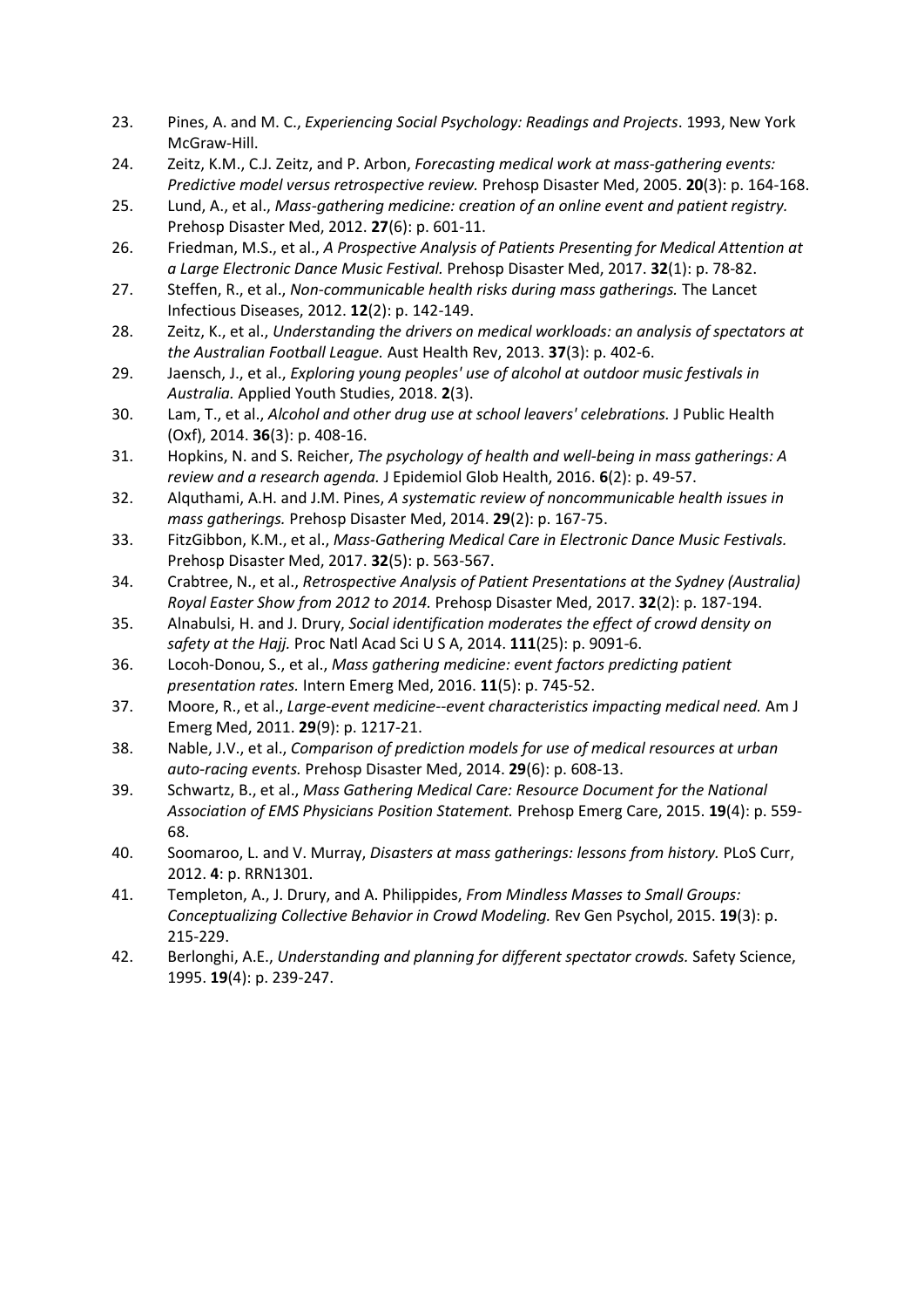23. Pines, A. and M. C., *Experiencing Social Psychology: Readings and Projects*. 1993, New York McGraw-Hill.
24. Zeitz, K.M., C.J. Zeitz, and P. Arbon, *Forecasting medical work at mass-gathering events: Predictive model versus retrospective review.* Prehosp Disaster Med, 2005. **20**(3): p. 164-168.
25. Lund, A., et al., *Mass-gathering medicine: creation of an online event and patient registry.* Prehosp Disaster Med, 2012. **27**(6): p. 601-11.
26. Friedman, M.S., et al., *A Prospective Analysis of Patients Presenting for Medical Attention at a Large Electronic Dance Music Festival.* Prehosp Disaster Med, 2017. **32**(1): p. 78-82.
27. Steffen, R., et al., *Non-communicable health risks during mass gatherings.* The Lancet Infectious Diseases, 2012. **12**(2): p. 142-149.
28. Zeitz, K., et al., *Understanding the drivers on medical workloads: an analysis of spectators at the Australian Football League.* Aust Health Rev, 2013. **37**(3): p. 402-6.
29. Jaensch, J., et al., *Exploring young peoples' use of alcohol at outdoor music festivals in Australia.* Applied Youth Studies, 2018. **2**(3).
30. Lam, T., et al., *Alcohol and other drug use at school leavers' celebrations.* J Public Health (Oxf), 2014. **36**(3): p. 408-16.
31. Hopkins, N. and S. Reicher, *The psychology of health and well-being in mass gatherings: A review and a research agenda.* J Epidemiol Glob Health, 2016. **6**(2): p. 49-57.
32. Alquthami, A.H. and J.M. Pines, *A systematic review of noncommunicable health issues in mass gatherings.* Prehosp Disaster Med, 2014. **29**(2): p. 167-75.
33. FitzGibbon, K.M., et al., *Mass-Gathering Medical Care in Electronic Dance Music Festivals.* Prehosp Disaster Med, 2017. **32**(5): p. 563-567.
34. Crabtree, N., et al., *Retrospective Analysis of Patient Presentations at the Sydney (Australia) Royal Easter Show from 2012 to 2014.* Prehosp Disaster Med, 2017. **32**(2): p. 187-194.
35. Alnabulsi, H. and J. Drury, *Social identification moderates the effect of crowd density on safety at the Hajj.* Proc Natl Acad Sci U S A, 2014. **111**(25): p. 9091-6.
36. Locoh-Donou, S., et al., *Mass gathering medicine: event factors predicting patient presentation rates.* Intern Emerg Med, 2016. **11**(5): p. 745-52.
37. Moore, R., et al., *Large-event medicine--event characteristics impacting medical need.* Am J Emerg Med, 2011. **29**(9): p. 1217-21.
38. Nable, J.V., et al., *Comparison of prediction models for use of medical resources at urban auto-racing events.* Prehosp Disaster Med, 2014. **29**(6): p. 608-13.
39. Schwartz, B., et al., *Mass Gathering Medical Care: Resource Document for the National Association of EMS Physicians Position Statement.* Prehosp Emerg Care, 2015. **19**(4): p. 559-68.
40. Soomaroo, L. and V. Murray, *Disasters at mass gatherings: lessons from history.* PLoS Curr, 2012. **4**: p. RRN1301.
41. Templeton, A., J. Drury, and A. Philippides, *From Mindless Masses to Small Groups: Conceptualizing Collective Behavior in Crowd Modeling.* Rev Gen Psychol, 2015. **19**(3): p. 215-229.
42. Berlonghi, A.E., *Understanding and planning for different spectator crowds.* Safety Science, 1995. **19**(4): p. 239-247.